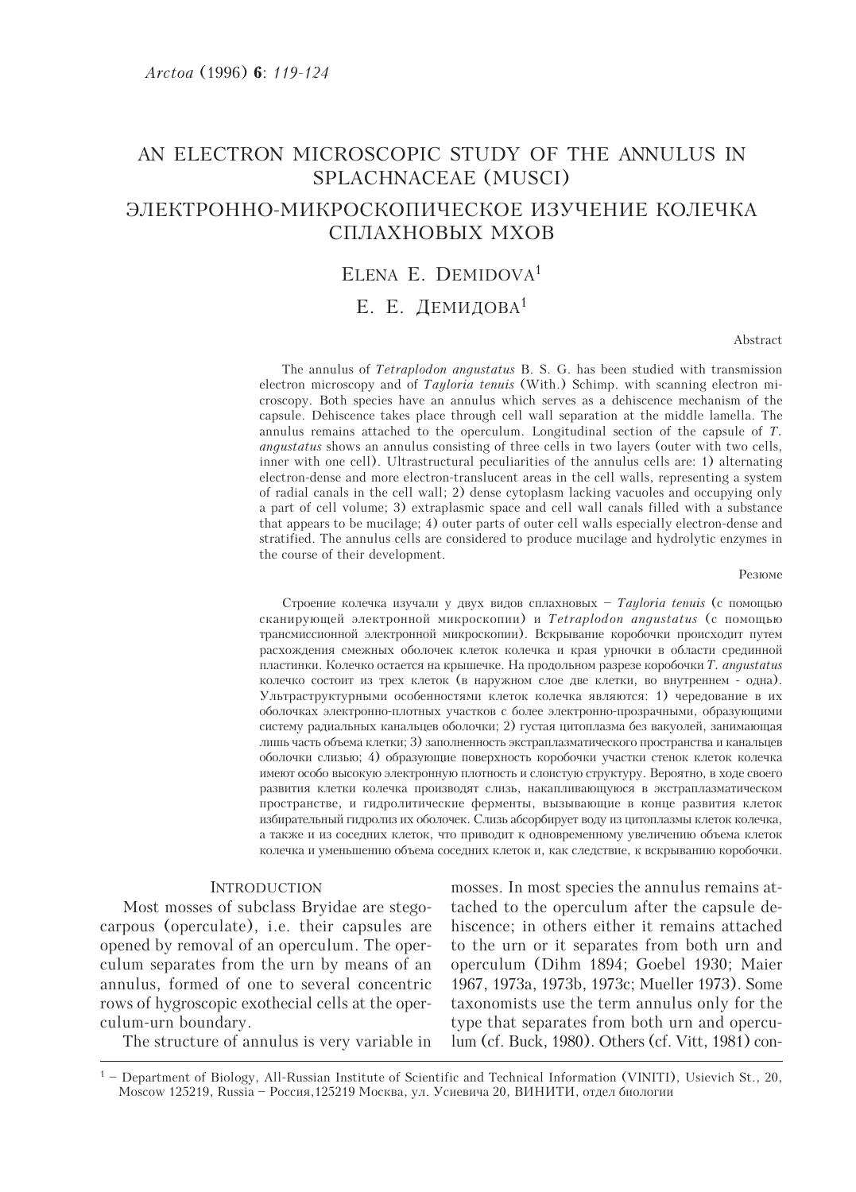# AN ELECTRON MICROSCOPIC STUDY OF THE ANNULUS IN SPLACHNACEAE (MUSCI)

# ЭЛЕКТРОННО-МИКРОСКОПИЧЕСКОЕ ИЗУЧЕНИЕ КОЛЕЧКА СПЛАХНОВЫХ МХОВ

## ELENA E. DEMIDOVA[1]

## Е. Е. ДЕМИДОВА[1]

### Abstract

The annulus of *Tetraplodon angustatus* B. S. G. has been studied with transmission electron microscopy and of *Tayloria tenuis* (With.) Schimp. with scanning electron microscopy. Both species have an annulus which serves as a dehiscence mechanism of the capsule. Dehiscence takes place through cell wall separation at the middle lamella. The annulus remains attached to the operculum. Longitudinal section of the capsule of *T. angustatus* shows an annulus consisting of three cells in two layers (outer with two cells, inner with one cell). Ultrastructural peculiarities of the annulus cells are: 1) alternating electron-dense and more electron-translucent areas in the cell walls, representing a system of radial canals in the cell wall; 2) dense cytoplasm lacking vacuoles and occupying only a part of cell volume; 3) extraplasmic space and cell wall canals filled with a substance that appears to be mucilage; 4) outer parts of outer cell walls especially electron-dense and stratified. The annulus cells are considered to produce mucilage and hydrolytic enzymes in the course of their development.

### Резюме

Строение колечка изучали у двух видов сплахновых – *Tayloria tenuis* (с помощью сканирующей электронной микроскопии) и *Tetraplodon angustatus* (с помощью трансмиссионной электронной микроскопии). Вскрывание коробочки происходит путем расхождения смежных оболочек клеток колечка и края урночки в области срединной пластинки. Колечко остается на крышечке. На продольном разрезе коробочки *T. angustatus* колечко состоит из трех клеток (в наружном слое две клетки, во внутреннем - одна). Ультраструктурными особенностями клеток колечка являются: 1) чередование в их оболочках электронно-плотных участков с более электронно-прозрачными, образующими систему радиальных канальцев оболочки; 2) густая цитоплазма без вакуолей, занимающая лишь часть объема клетки; 3) заполненность экстраплазматического пространства и канальцев оболочки слизью; 4) образующие поверхность коробочки участки стенок клеток колечка имеют особо высокую электронную плотность и слоистую структуру. Вероятно, в ходе своего развития клетки колечка производят слизь, накапливающуюся в экстраплазматическом пространстве, и гидролитические ферменты, вызывающие в конце развития клеток избирательный гидролиз их оболочек. Слизь абсорбирует воду из цитоплазмы клеток колечка, а также и из соседних клеток, что приводит к одновременному увеличению объема клеток колечка и уменьшению объема соседних клеток и, как следствие, к вскрыванию коробочки.

## INTRODUCTION

Most mosses of subclass Bryidae are stegocarpous (operculate), i.e. their capsules are opened by removal of an operculum. The operculum separates from the urn by means of an annulus, formed of one to several concentric rows of hygroscopic exothecial cells at the operculum-urn boundary.

The structure of annulus is very variable in mosses. In most species the annulus remains attached to the operculum after the capsule dehiscence; in others either it remains attached to the urn or it separates from both urn and operculum (Dihm 1894; Goebel 1930; Maier 1967, 1973a, 1973b, 1973c; Mueller 1973). Some taxonomists use the term annulus only for the type that separates from both urn and operculum (cf. Buck, 1980). Others (cf. Vitt, 1981) con-

[1] – Department of Biology, All-Russian Institute of Scientific and Technical Information (VINITI), Usievich St., 20, Moscow 125219, Russia – Россия,125219 Москва, ул. Усиевича 20, ВИНИТИ, отдел биологии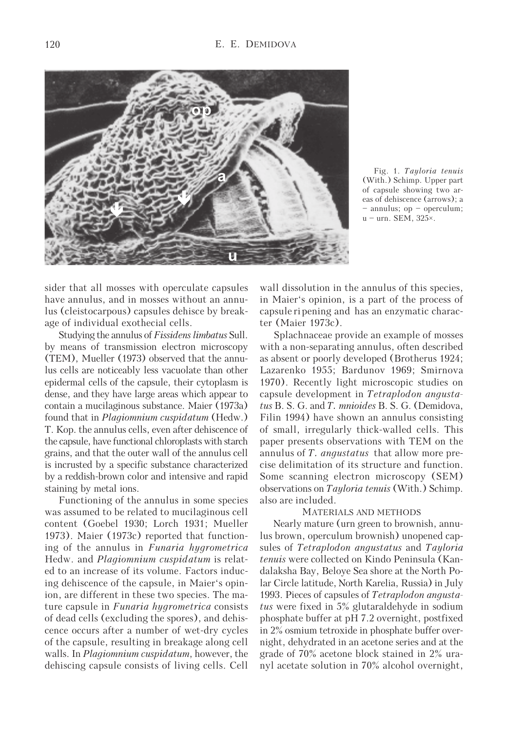Fig. 1. *Tayloria tenuis* (With.) Schimp. Upper part of capsule showing two areas of dehiscence (arrows); a – annulus; op – operculum; u – urn. SEM, 325×.

sider that all mosses with operculate capsules have annulus, and in mosses without an annulus (cleistocarpous) capsules dehisce by breakage of individual exothecial cells.

Studying the annulus of *Fissidens limbatus* Sull. by means of transmission electron microscopy (TEM), Mueller (1973) observed that the annulus cells are noticeably less vacuolate than other epidermal cells of the capsule, their cytoplasm is dense, and they have large areas which appear to contain a mucilaginous substance. Maier (1973a) found that in *Plagiomnium cuspidatum* (Hedw.) T. Kop. the annulus cells, even after dehiscence of the capsule, have functional chloroplasts with starch grains, and that the outer wall of the annulus cell is incrusted by a specific substance characterized by a reddish-brown color and intensive and rapid staining by metal ions.

Functioning of the annulus in some species was assumed to be related to mucilaginous cell content (Goebel 1930; Lorch 1931; Mueller 1973). Maier (1973c) reported that functioning of the annulus in *Funaria hygrometrica* Hedw. and *Plagiomnium cuspidatum* is related to an increase of its volume. Factors inducing dehiscence of the capsule, in Maier's opinion, are different in these two species. The mature capsule in *Funaria hygrometrica* consists of dead cells (excluding the spores), and dehiscence occurs after a number of wet-dry cycles of the capsule, resulting in breakage along cell walls. In *Plagiomnium cuspidatum*, however, the dehiscing capsule consists of living cells. Cell wall dissolution in the annulus of this species, in Maier's opinion, is a part of the process of capsule ripening and has an enzymatic character (Maier 1973c).

Splachnaceae provide an example of mosses with a non-separating annulus, often described as absent or poorly developed (Brotherus 1924; Lazarenko 1955; Bardunov 1969; Smirnova 1970). Recently light microscopic studies on capsule development in *Tetraplodon angustatus* B. S. G. and *T. mnioides* B. S. G. (Demidova, Filin 1994) have shown an annulus consisting of small, irregularly thick-walled cells. This paper presents observations with TEM on the annulus of *T. angustatus* that allow more precise delimitation of its structure and function. Some scanning electron microscopy (SEM) observations on *Tayloria tenuis* (With.) Schimp. also are included.

## MATERIALS AND METHODS

Nearly mature (urn green to brownish, annulus brown, operculum brownish) unopened capsules of *Tetraplodon angustatus* and *Tayloria tenuis* were collected on Kindo Peninsula (Kandalaksha Bay, Beloye Sea shore at the North Polar Circle latitude, North Karelia, Russia) in July 1993. Pieces of capsules of *Tetraplodon angustatus* were fixed in 5% glutaraldehyde in sodium phosphate buffer at pH 7.2 overnight, postfixed in 2% osmium tetroxide in phosphate buffer overnight, dehydrated in an acetone series and at the grade of 70% acetone block stained in 2% uranyl acetate solution in 70% alcohol overnight,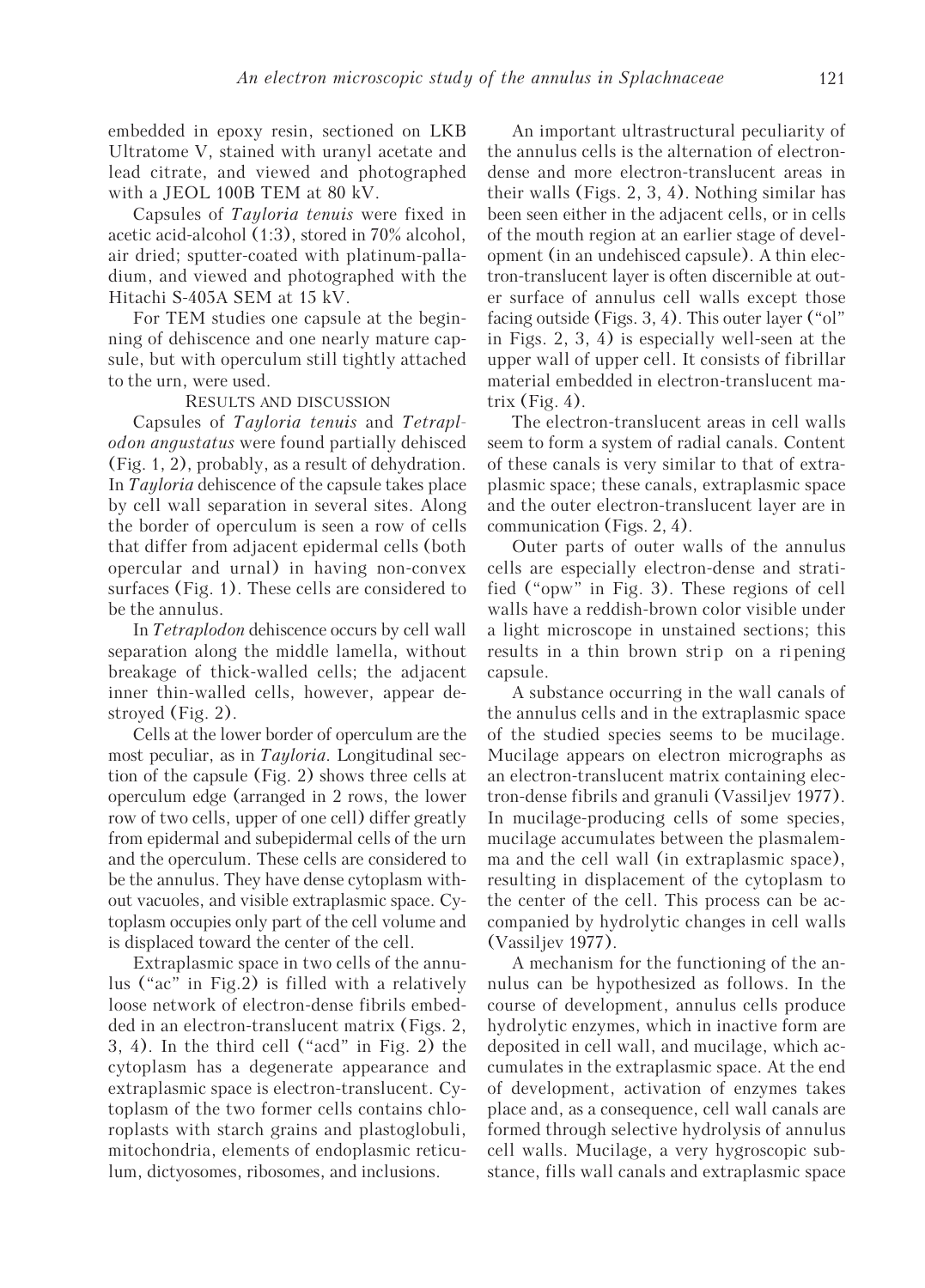embedded in epoxy resin, sectioned on LKB Ultratome V, stained with uranyl acetate and lead citrate, and viewed and photographed with a JEOL 100B TEM at 80 kV.

Capsules of *Tayloria tenuis* were fixed in acetic acid-alcohol (1:3), stored in 70% alcohol, air dried; sputter-coated with platinum-palladium, and viewed and photographed with the Hitachi S-405A SEM at 15 kV.

For TEM studies one capsule at the beginning of dehiscence and one nearly mature capsule, but with operculum still tightly attached to the urn, were used.

## Results and discussion

Capsules of *Tayloria tenuis* and *Tetraplodon angustatus* were found partially dehisced (Fig. 1, 2), probably, as a result of dehydration. In *Tayloria* dehiscence of the capsule takes place by cell wall separation in several sites. Along the border of operculum is seen a row of cells that differ from adjacent epidermal cells (both opercular and urnal) in having non-convex surfaces (Fig. 1). These cells are considered to be the annulus.

In *Tetraplodon* dehiscence occurs by cell wall separation along the middle lamella, without breakage of thick-walled cells; the adjacent inner thin-walled cells, however, appear destroyed (Fig. 2).

Cells at the lower border of operculum are the most peculiar, as in *Tayloria*. Longitudinal section of the capsule (Fig. 2) shows three cells at operculum edge (arranged in 2 rows, the lower row of two cells, upper of one cell) differ greatly from epidermal and subepidermal cells of the urn and the operculum. These cells are considered to be the annulus. They have dense cytoplasm without vacuoles, and visible extraplasmic space. Cytoplasm occupies only part of the cell volume and is displaced toward the center of the cell.

Extraplasmic space in two cells of the annulus ("ac" in Fig.2) is filled with a relatively loose network of electron-dense fibrils embedded in an electron-translucent matrix (Figs. 2, 3, 4). In the third cell ("acd" in Fig. 2) the cytoplasm has a degenerate appearance and extraplasmic space is electron-translucent. Cytoplasm of the two former cells contains chloroplasts with starch grains and plastoglobuli, mitochondria, elements of endoplasmic reticulum, dictyosomes, ribosomes, and inclusions.

An important ultrastructural peculiarity of the annulus cells is the alternation of electron-dense and more electron-translucent areas in their walls (Figs. 2, 3, 4). Nothing similar has been seen either in the adjacent cells, or in cells of the mouth region at an earlier stage of development (in an undehisced capsule). A thin electron-translucent layer is often discernible at outer surface of annulus cell walls except those facing outside (Figs. 3, 4). This outer layer ("ol" in Figs. 2, 3, 4) is especially well-seen at the upper wall of upper cell. It consists of fibrillar material embedded in electron-translucent matrix (Fig. 4).

The electron-translucent areas in cell walls seem to form a system of radial canals. Content of these canals is very similar to that of extraplasmic space; these canals, extraplasmic space and the outer electron-translucent layer are in communication (Figs. 2, 4).

Outer parts of outer walls of the annulus cells are especially electron-dense and stratified ("opw" in Fig. 3). These regions of cell walls have a reddish-brown color visible under a light microscope in unstained sections; this results in a thin brown strip on a ripening capsule.

A substance occurring in the wall canals of the annulus cells and in the extraplasmic space of the studied species seems to be mucilage. Mucilage appears on electron micrographs as an electron-translucent matrix containing electron-dense fibrils and granuli (Vassiljev 1977). In mucilage-producing cells of some species, mucilage accumulates between the plasmalemma and the cell wall (in extraplasmic space), resulting in displacement of the cytoplasm to the center of the cell. This process can be accompanied by hydrolytic changes in cell walls (Vassiljev 1977).

A mechanism for the functioning of the annulus can be hypothesized as follows. In the course of development, annulus cells produce hydrolytic enzymes, which in inactive form are deposited in cell wall, and mucilage, which accumulates in the extraplasmic space. At the end of development, activation of enzymes takes place and, as a consequence, cell wall canals are formed through selective hydrolysis of annulus cell walls. Mucilage, a very hygroscopic substance, fills wall canals and extraplasmic space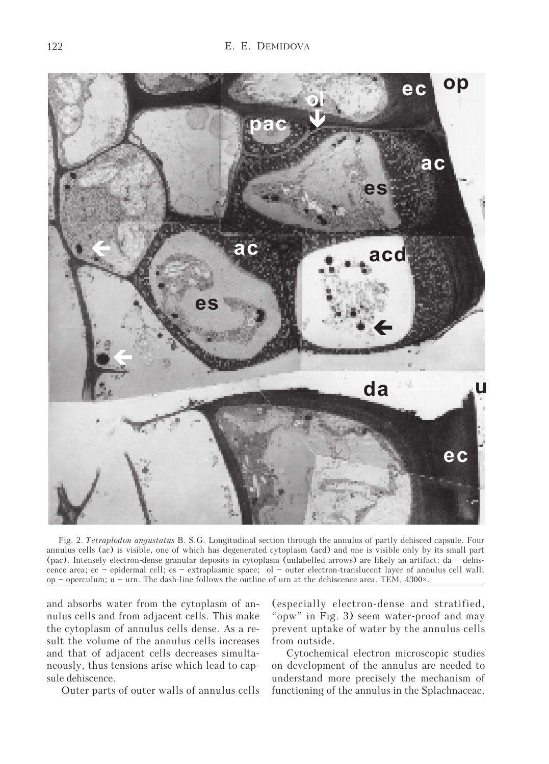Fig. 2. *Tetraplodon angustatus* B. S.G. Longitudinal section through the annulus of partly dehisced capsule. Four annulus cells (ac) is visible, one of which has degenerated cytoplasm (acd) and one is visible only by its small part (pac). Intensely electron-dense granular deposits in cytoplasm (unlabelled arrows) are likely an artifact; da – dehiscence area; ec – epidermal cell; es – extraplasmic space; ol – outer electron-translucent layer of annulus cell wall; op – operculum; u – urn. The dash-line follows the outline of urn at the dehiscence area. TEM, 4300×.

and absorbs water from the cytoplasm of annulus cells and from adjacent cells. This make the cytoplasm of annulus cells dense. As a result the volume of the annulus cells increases and that of adjacent cells decreases simultaneously, thus tensions arise which lead to capsule dehiscence.

Outer parts of outer walls of annulus cells (especially electron-dense and stratified, "opw" in Fig. 3) seem water-proof and may prevent uptake of water by the annulus cells from outside.

Cytochemical electron microscopic studies on development of the annulus are needed to understand more precisely the mechanism of functioning of the annulus in the Splachnaceae.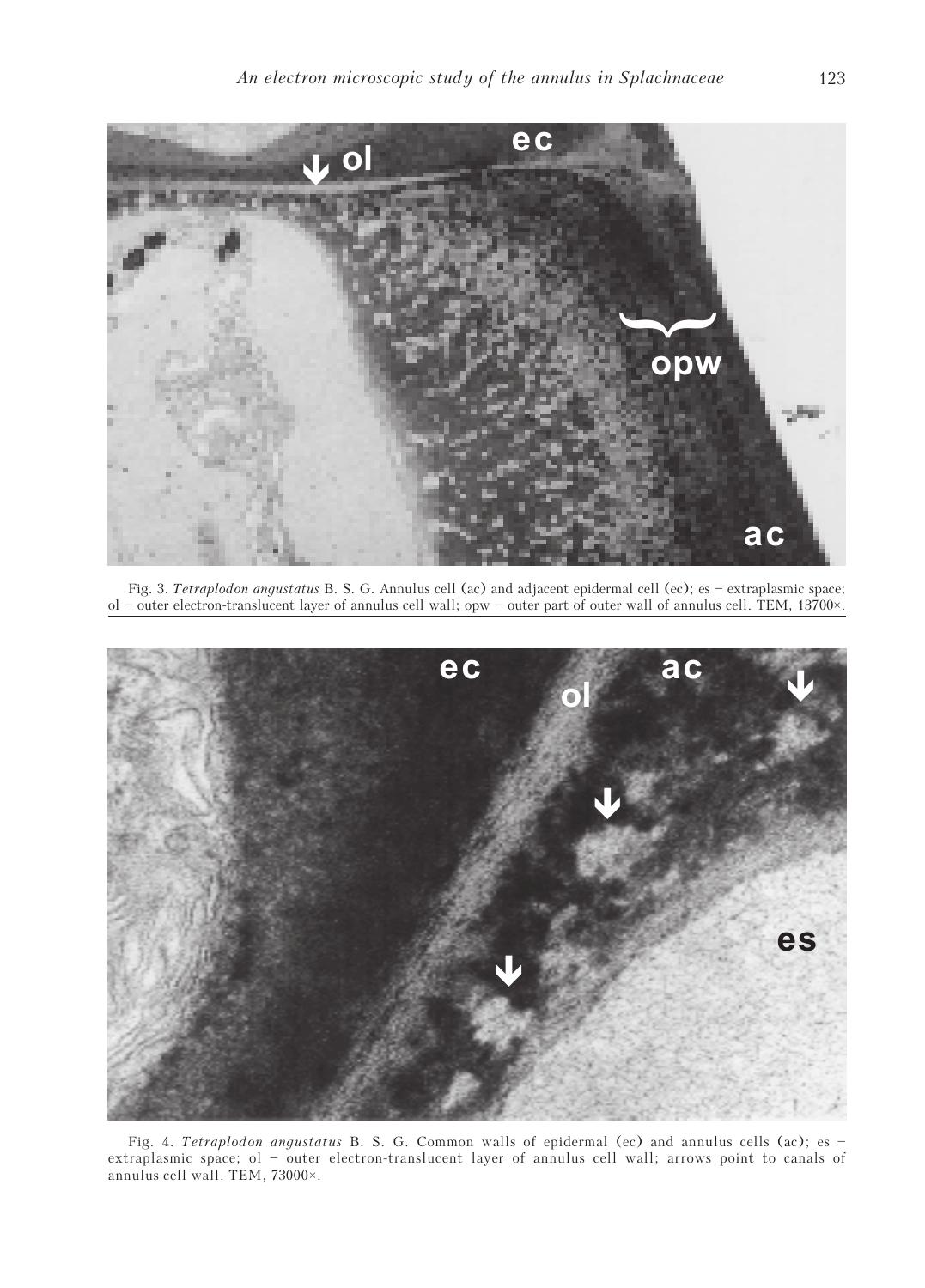Fig. 3. *Tetraplodon angustatus* B. S. G. Annulus cell (ac) and adjacent epidermal cell (ec); es – extraplasmic space; ol – outer electron-translucent layer of annulus cell wall; opw – outer part of outer wall of annulus cell. TEM, 13700×.

Fig. 4. *Tetraplodon angustatus* B. S. G. Common walls of epidermal (ec) and annulus cells (ac); es – extraplasmic space; ol – outer electron-translucent layer of annulus cell wall; arrows point to canals of annulus cell wall. TEM, 73000×.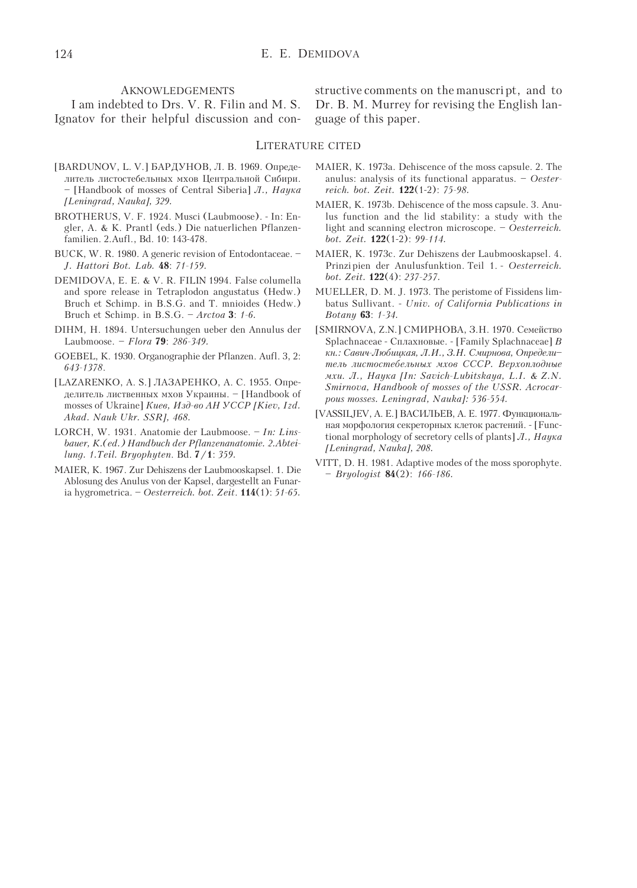## AKNOWLEDGEMENTS

I am indebted to Drs. V. R. Filin and M. S. Ignatov for their helpful discussion and constructive comments on the manuscript, and to Dr. B. M. Murrey for revising the English language of this paper.

## LITERATURE CITED

[BARDUNOV, L. V.] БАРДУНОВ, Л. В. 1969. Определитель листостебельных мхов Центральной Сибири. – [Handbook of mosses of Central Siberia] *Л., Наука [Leningrad, Nauka], 329.*

BROTHERUS, V. F. 1924. Musci (Laubmoose). - In: Engler, A. & K. Prantl (eds.) Die natuerlichen Pflanzenfamilien. 2.Aufl., Bd. 10: 143-478.

BUCK, W. R. 1980. A generic revision of Entodontaceae. – *J. Hattori Bot. Lab.* **48**: *71-159.*

DEMIDOVA, E. E. & V. R. FILIN 1994. False columella and spore release in Tetraplodon angustatus (Hedw.) Bruch et Schimp. in B.S.G. and T. mnioides (Hedw.) Bruch et Schimp. in B.S.G. – *Arctoa* **3**: *1-6.*

DIHM, H. 1894. Untersuchungen ueber den Annulus der Laubmoose. – *Flora* **79**: *286-349.*

GOEBEL, K. 1930. Organographie der Pflanzen. Aufl. 3, 2: *643-1378.*

[LAZARENKO, A. S.] ЛАЗАРЕНКО, А. С. 1955. Определитель лиственных мхов Украины. – [Handbook of mosses of Ukraine] *Киев, Изд-во АН УССР [Kiev, Izd. Akad. Nauk Ukr. SSR], 468.*

LORCH, W. 1931. Anatomie der Laubmoose. – *In: Linsbauer, K.(ed.) Handbuch der Pflanzenanatomie. 2.Abteilung. 1.Teil. Bryophyten.* Bd. **7/1**: *359.*

MAIER, K. 1967. Zur Dehiszens der Laubmooskapsel. 1. Die Ablosung des Anulus von der Kapsel, dargestellt an Funaria hygrometrica. – *Oesterreich. bot. Zeit.* **114**(1): *51-65.*

MAIER, K. 1973a. Dehiscence of the moss capsule. 2. The anulus: analysis of its functional apparatus. – *Oesterreich. bot. Zeit.* **122**(1-2): *75-98.*

MAIER, K. 1973b. Dehiscence of the moss capsule. 3. Anulus function and the lid stability: a study with the light and scanning electron microscope. – *Oesterreich. bot. Zeit.* **122**(1-2): *99-114.*

MAIER, K. 1973c. Zur Dehiszens der Laubmooskapsel. 4. Prinzipien der Anulusfunktion. Teil 1. - *Oesterreich. bot. Zeit.* **122**(4): *237-257.*

MUELLER, D. M. J. 1973. The peristome of Fissidens limbatus Sullivant. - *Univ. of California Publications in Botany* **63**: *1-34.*

[SMIRNOVA, Z.N.] СМИРНОВА, З.Н. 1970. Семейство Splachnaceae - Сплахновые. - [Family Splachnaceae] *В кн.: Савич-Любицкая, Л.И., З.Н. Смирнова, Определитель листостебельных мхов СССР. Верхоплодные мхи. Л., Наука [In: Savich-Lubitskaya, L.I. & Z.N. Smirnova, Handbook of mosses of the USSR. Acrocarpous mosses. Leningrad, Nauka]: 536-554.*

[VASSILJEV, A. E.] ВАСИЛЬЕВ, А. Е. 1977. Функциональная морфология секреторных клеток растений. - [Functional morphology of secretory cells of plants] *Л., Наука [Leningrad, Nauka], 208.*

VITT, D. H. 1981. Adaptive modes of the moss sporophyte. – *Bryologist* **84**(2): *166-186.*